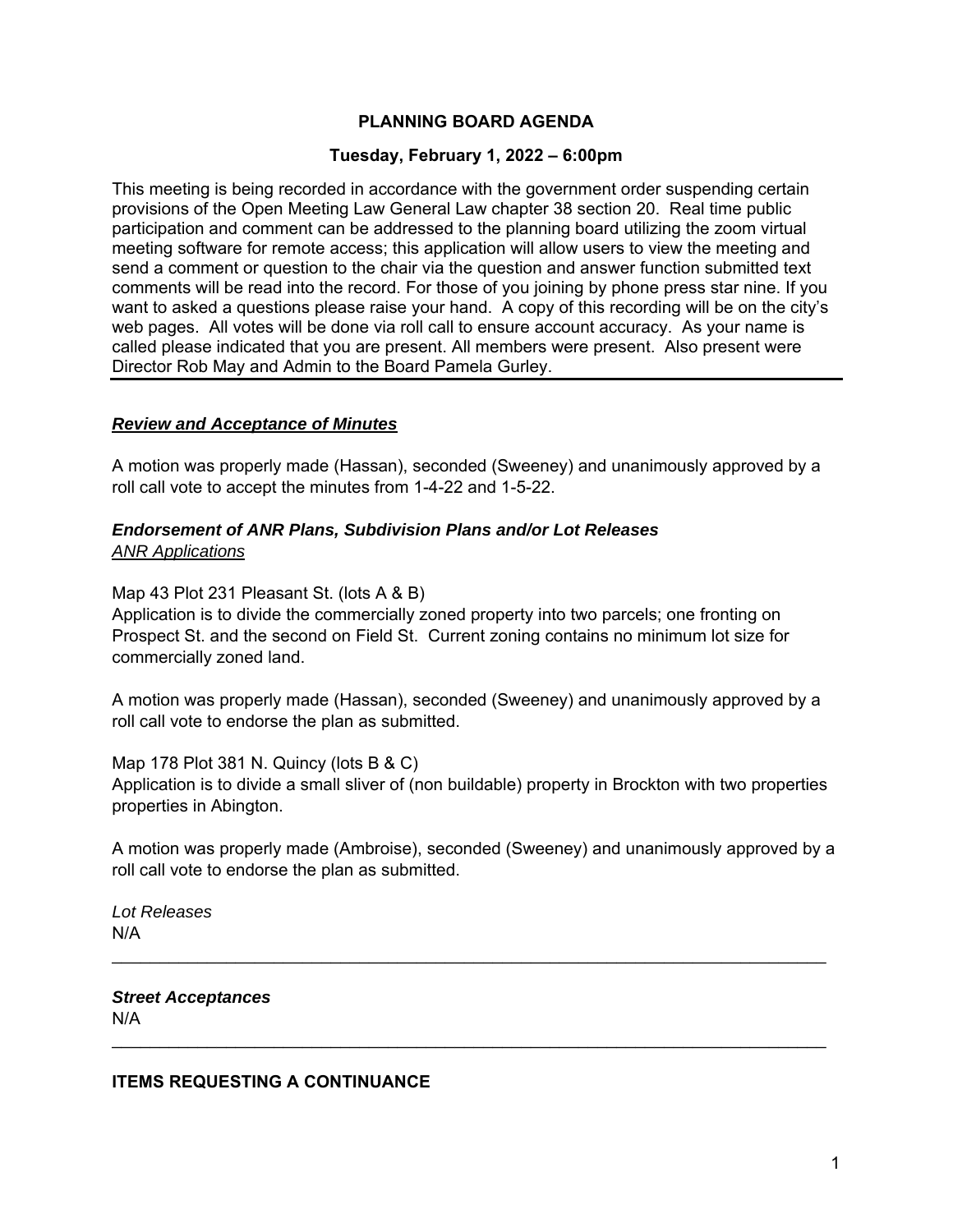# PLANNING BOARD AGENDA

### Tuesday, February 1, 2022 – 6:00pm

This meeting is being recorded in accordance with the government order suspending certain provisions of the Open Meeting Law General Law chapter 38 section 20. Real time public participation and comment can be addressed to the planning board utilizing the zoom virtual meeting software for remote access; this application will allow users to view the meeting and send a comment or question to the chair via the question and answer function submitted text comments will be read into the record. For those of you joining by phone press star nine. If you want to asked a questions please raise your hand. A copy of this recording will be on the city's web pages. All votes will be done via roll call to ensure account accuracy. As your name is called please indicated that you are present. All members were present. Also present were Director Rob May and Admin to the Board Pamela Gurley.

---

***Review and Acceptance of Minutes***

A motion was properly made (Hassan), seconded (Sweeney) and unanimously approved by a roll call vote to accept the minutes from 1-4-22 and 1-5-22.

***Endorsement of ANR Plans, Subdivision Plans and/or Lot Releases***

*ANR Applications*

Map 43 Plot 231 Pleasant St. (lots A & B)
Application is to divide the commercially zoned property into two parcels; one fronting on Prospect St. and the second on Field St. Current zoning contains no minimum lot size for commercially zoned land.

A motion was properly made (Hassan), seconded (Sweeney) and unanimously approved by a roll call vote to endorse the plan as submitted.

Map 178 Plot 381 N. Quincy (lots B & C)
Application is to divide a small sliver of (non buildable) property in Brockton with two properties properties in Abington.

A motion was properly made (Ambroise), seconded (Sweeney) and unanimously approved by a roll call vote to endorse the plan as submitted.

*Lot Releases*
N/A

---

***Street Acceptances***
N/A

---

**ITEMS REQUESTING A CONTINUANCE**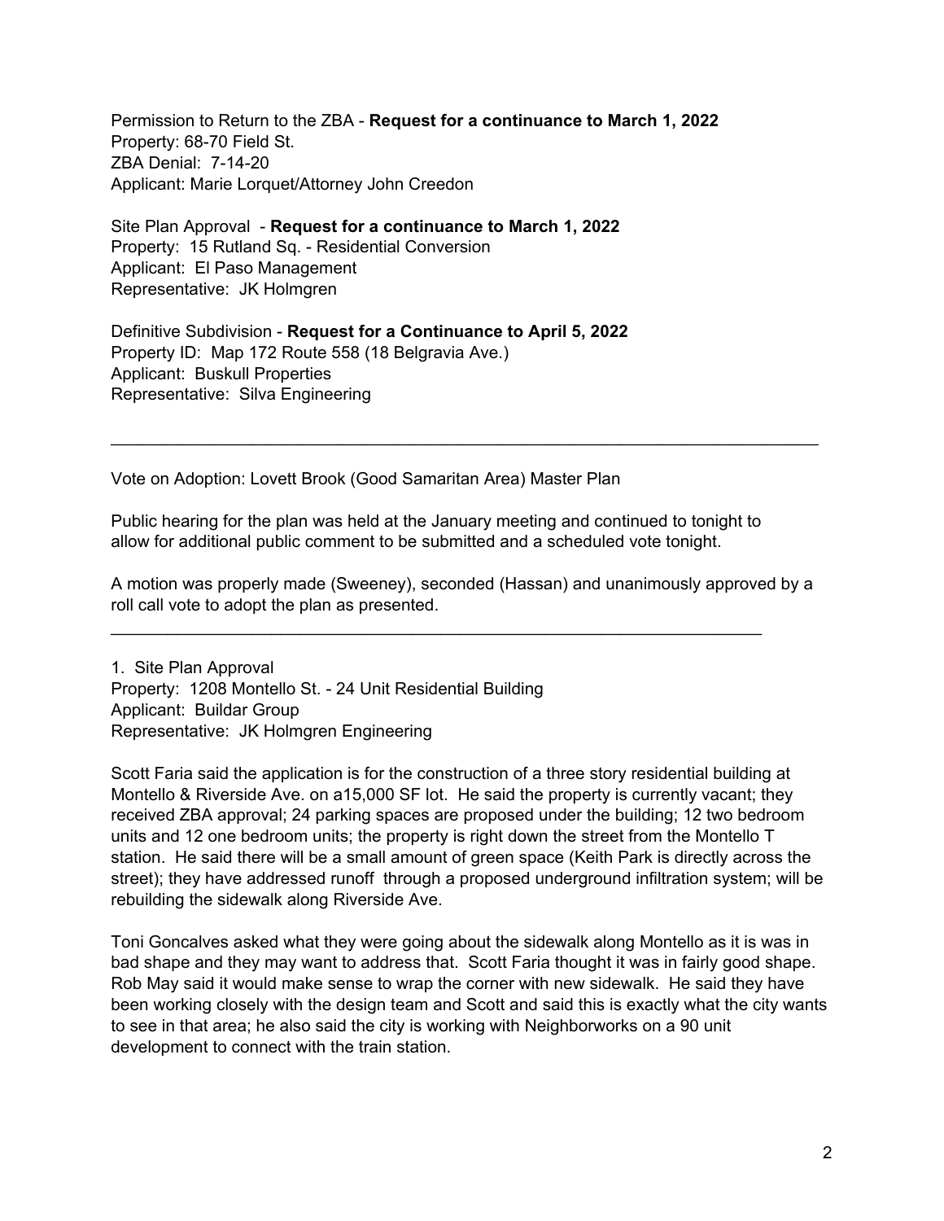Permission to Return to the ZBA - **Request for a continuance to March 1, 2022**
Property: 68-70 Field St.
ZBA Denial: 7-14-20
Applicant: Marie Lorquet/Attorney John Creedon

Site Plan Approval - **Request for a continuance to March 1, 2022**
Property: 15 Rutland Sq. - Residential Conversion
Applicant: El Paso Management
Representative: JK Holmgren

Definitive Subdivision - **Request for a Continuance to April 5, 2022**
Property ID: Map 172 Route 558 (18 Belgravia Ave.)
Applicant: Buskull Properties
Representative: Silva Engineering

---

Vote on Adoption: Lovett Brook (Good Samaritan Area) Master Plan

Public hearing for the plan was held at the January meeting and continued to tonight to allow for additional public comment to be submitted and a scheduled vote tonight.

A motion was properly made (Sweeney), seconded (Hassan) and unanimously approved by a roll call vote to adopt the plan as presented.

---

1. Site Plan Approval
Property: 1208 Montello St. - 24 Unit Residential Building
Applicant: Buildar Group
Representative: JK Holmgren Engineering

Scott Faria said the application is for the construction of a three story residential building at Montello & Riverside Ave. on a15,000 SF lot. He said the property is currently vacant; they received ZBA approval; 24 parking spaces are proposed under the building; 12 two bedroom units and 12 one bedroom units; the property is right down the street from the Montello T station. He said there will be a small amount of green space (Keith Park is directly across the street); they have addressed runoff through a proposed underground infiltration system; will be rebuilding the sidewalk along Riverside Ave.

Toni Goncalves asked what they were going about the sidewalk along Montello as it is was in bad shape and they may want to address that. Scott Faria thought it was in fairly good shape. Rob May said it would make sense to wrap the corner with new sidewalk. He said they have been working closely with the design team and Scott and said this is exactly what the city wants to see in that area; he also said the city is working with Neighborworks on a 90 unit development to connect with the train station.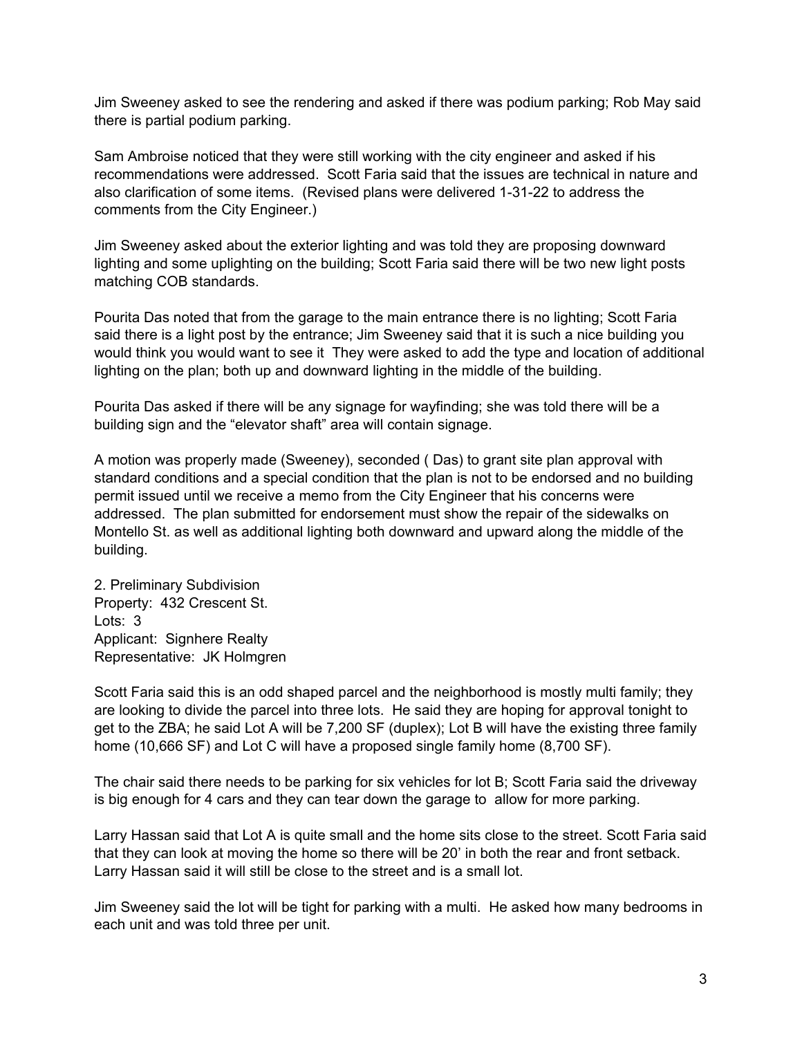Jim Sweeney asked to see the rendering and asked if there was podium parking; Rob May said there is partial podium parking.

Sam Ambroise noticed that they were still working with the city engineer and asked if his recommendations were addressed. Scott Faria said that the issues are technical in nature and also clarification of some items. (Revised plans were delivered 1-31-22 to address the comments from the City Engineer.)

Jim Sweeney asked about the exterior lighting and was told they are proposing downward lighting and some uplighting on the building; Scott Faria said there will be two new light posts matching COB standards.

Pourita Das noted that from the garage to the main entrance there is no lighting; Scott Faria said there is a light post by the entrance; Jim Sweeney said that it is such a nice building you would think you would want to see it They were asked to add the type and location of additional lighting on the plan; both up and downward lighting in the middle of the building.

Pourita Das asked if there will be any signage for wayfinding; she was told there will be a building sign and the "elevator shaft" area will contain signage.

A motion was properly made (Sweeney), seconded ( Das) to grant site plan approval with standard conditions and a special condition that the plan is not to be endorsed and no building permit issued until we receive a memo from the City Engineer that his concerns were addressed. The plan submitted for endorsement must show the repair of the sidewalks on Montello St. as well as additional lighting both downward and upward along the middle of the building.

2. Preliminary Subdivision
Property: 432 Crescent St.
Lots: 3
Applicant: Signhere Realty
Representative: JK Holmgren

Scott Faria said this is an odd shaped parcel and the neighborhood is mostly multi family; they are looking to divide the parcel into three lots. He said they are hoping for approval tonight to get to the ZBA; he said Lot A will be 7,200 SF (duplex); Lot B will have the existing three family home (10,666 SF) and Lot C will have a proposed single family home (8,700 SF).

The chair said there needs to be parking for six vehicles for lot B; Scott Faria said the driveway is big enough for 4 cars and they can tear down the garage to allow for more parking.

Larry Hassan said that Lot A is quite small and the home sits close to the street. Scott Faria said that they can look at moving the home so there will be 20' in both the rear and front setback. Larry Hassan said it will still be close to the street and is a small lot.

Jim Sweeney said the lot will be tight for parking with a multi. He asked how many bedrooms in each unit and was told three per unit.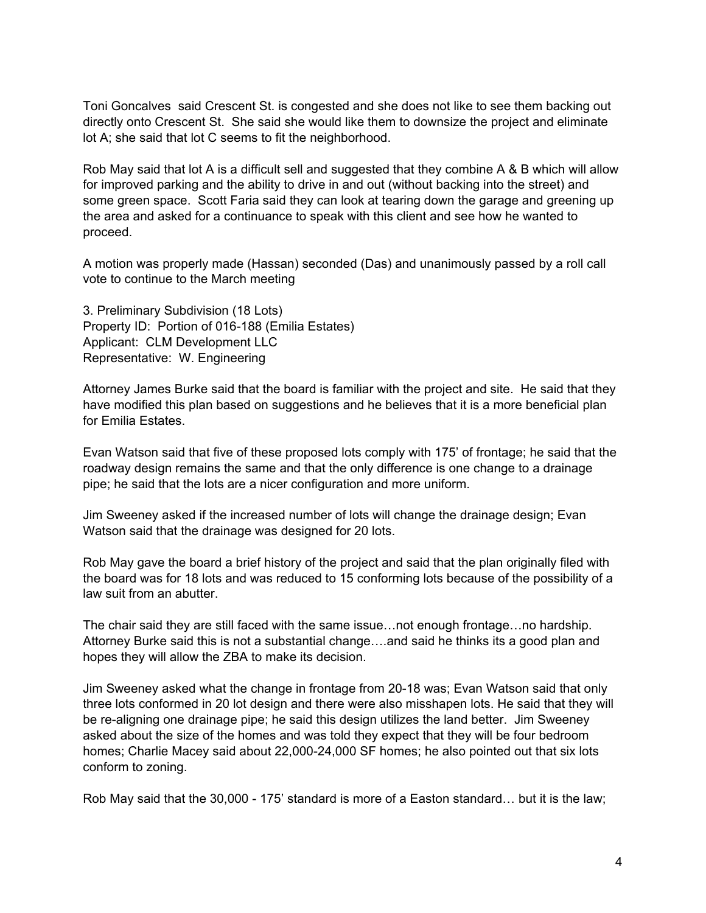Toni Goncalves  said Crescent St. is congested and she does not like to see them backing out directly onto Crescent St.  She said she would like them to downsize the project and eliminate lot A; she said that lot C seems to fit the neighborhood.

Rob May said that lot A is a difficult sell and suggested that they combine A & B which will allow for improved parking and the ability to drive in and out (without backing into the street) and some green space.  Scott Faria said they can look at tearing down the garage and greening up the area and asked for a continuance to speak with this client and see how he wanted to proceed.

A motion was properly made (Hassan) seconded (Das) and unanimously passed by a roll call vote to continue to the March meeting

3. Preliminary Subdivision (18 Lots)
Property ID:  Portion of 016-188 (Emilia Estates)
Applicant:  CLM Development LLC
Representative:  W. Engineering

Attorney James Burke said that the board is familiar with the project and site.  He said that they have modified this plan based on suggestions and he believes that it is a more beneficial plan for Emilia Estates.

Evan Watson said that five of these proposed lots comply with 175' of frontage; he said that the roadway design remains the same and that the only difference is one change to a drainage pipe; he said that the lots are a nicer configuration and more uniform.

Jim Sweeney asked if the increased number of lots will change the drainage design; Evan Watson said that the drainage was designed for 20 lots.

Rob May gave the board a brief history of the project and said that the plan originally filed with the board was for 18 lots and was reduced to 15 conforming lots because of the possibility of a law suit from an abutter.

The chair said they are still faced with the same issue…not enough frontage…no hardship. Attorney Burke said this is not a substantial change….and said he thinks its a good plan and hopes they will allow the ZBA to make its decision.

Jim Sweeney asked what the change in frontage from 20-18 was; Evan Watson said that only three lots conformed in 20 lot design and there were also misshapen lots. He said that they will be re-aligning one drainage pipe; he said this design utilizes the land better.  Jim Sweeney asked about the size of the homes and was told they expect that they will be four bedroom homes; Charlie Macey said about 22,000-24,000 SF homes; he also pointed out that six lots conform to zoning.

Rob May said that the 30,000 - 175' standard is more of a Easton standard… but it is the law;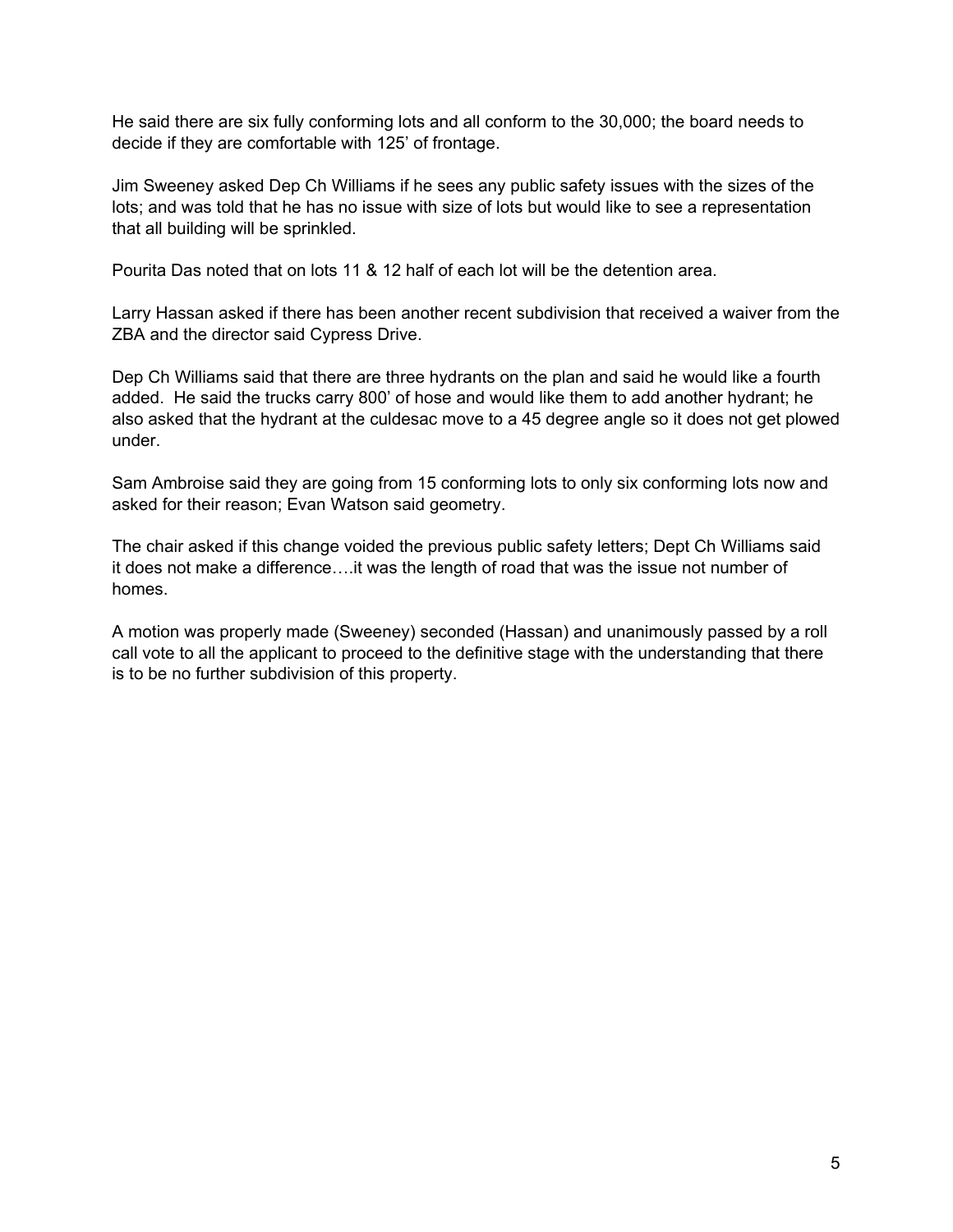He said there are six fully conforming lots and all conform to the 30,000; the board needs to decide if they are comfortable with 125' of frontage.

Jim Sweeney asked Dep Ch Williams if he sees any public safety issues with the sizes of the lots; and was told that he has no issue with size of lots but would like to see a representation that all building will be sprinkled.

Pourita Das noted that on lots 11 & 12 half of each lot will be the detention area.

Larry Hassan asked if there has been another recent subdivision that received a waiver from the ZBA and the director said Cypress Drive.

Dep Ch Williams said that there are three hydrants on the plan and said he would like a fourth added. He said the trucks carry 800' of hose and would like them to add another hydrant; he also asked that the hydrant at the culdesac move to a 45 degree angle so it does not get plowed under.

Sam Ambroise said they are going from 15 conforming lots to only six conforming lots now and asked for their reason; Evan Watson said geometry.

The chair asked if this change voided the previous public safety letters; Dept Ch Williams said it does not make a difference….it was the length of road that was the issue not number of homes.

A motion was properly made (Sweeney) seconded (Hassan) and unanimously passed by a roll call vote to all the applicant to proceed to the definitive stage with the understanding that there is to be no further subdivision of this property.